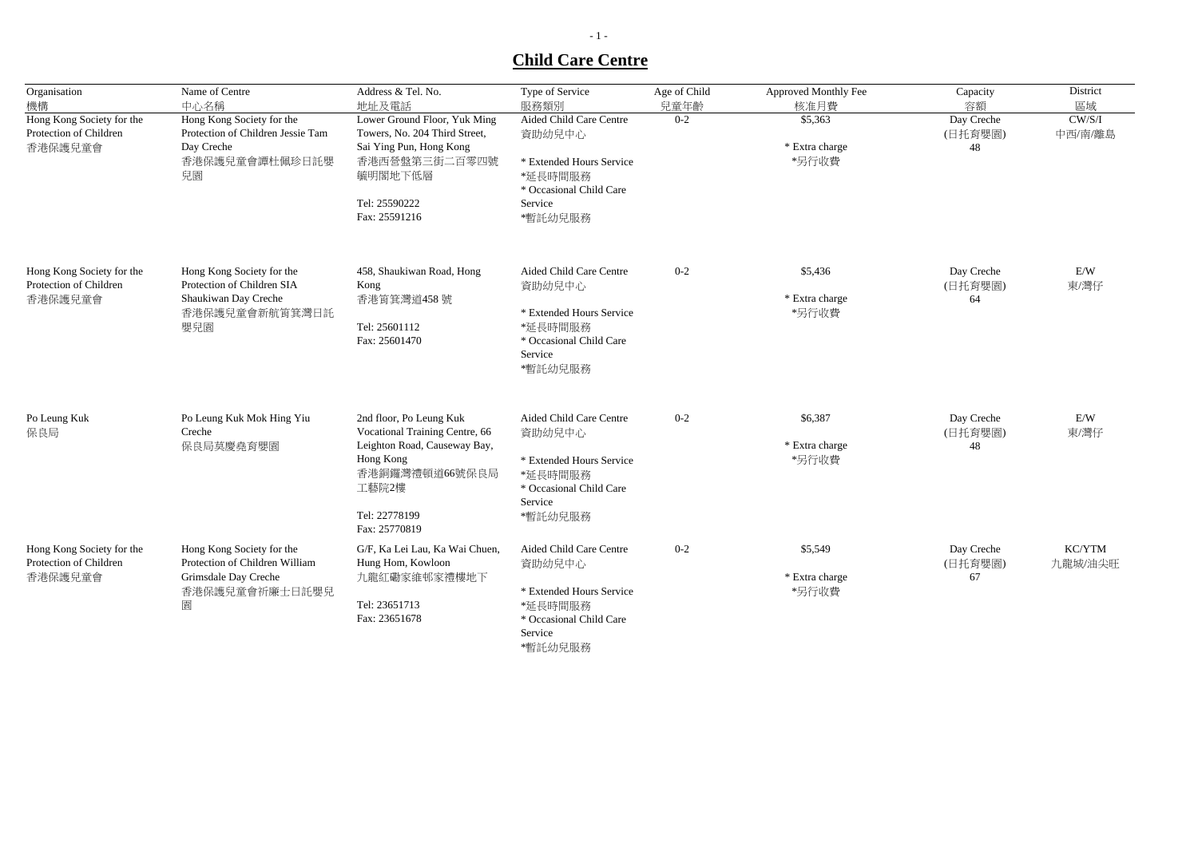# Child Care Centre

| Organisation<br>機構 | Name of Centre<br>中心名稱 | Address & Tel. No.<br>地址及電話 | Type of Service<br>服務類別 | Age of Child<br>兒童年齡 | Approved Monthly Fee<br>核准月費 | Capacity<br>容額 | District<br>區域 |
|---|---|---|---|---|---|---|---|
| Hong Kong Society for the Protection of Children<br>香港保護兒童會 | Hong Kong Society for the Protection of Children Jessie Tam Day Creche<br>香港保護兒童會譚杜佩珍日託嬰兒園 | Lower Ground Floor, Yuk Ming Towers, No. 204 Third Street, Sai Ying Pun, Hong Kong<br>香港西營盤第三街二百零四號毓明閣地下低層<br>Tel: 25590222<br>Fax: 25591216 | Aided Child Care Centre<br>資助幼兒中心<br>* Extended Hours Service<br>*延長時間服務<br>* Occasional Child Care Service<br>*暫託幼兒服務 | 0-2 | $5,363<br>* Extra charge<br>*另行收費 | Day Creche<br>(日托育嬰園)<br>48 | CW/S/I<br>中西/南/離島 |
| Hong Kong Society for the Protection of Children<br>香港保護兒童會 | Hong Kong Society for the Protection of Children SIA Shaukiwan Day Creche<br>香港保護兒童會新航筲箕灣日託嬰兒園 | 458, Shaukiwan Road, Hong Kong<br>香港筲箕灣道458 號<br>Tel: 25601112<br>Fax: 25601470 | Aided Child Care Centre<br>資助幼兒中心<br>* Extended Hours Service<br>*延長時間服務<br>* Occasional Child Care Service<br>*暫託幼兒服務 | 0-2 | $5,436<br>* Extra charge<br>*另行收費 | Day Creche<br>(日托育嬰園)<br>64 | E/W<br>東/灣仔 |
| Po Leung Kuk<br>保良局 | Po Leung Kuk Mok Hing Yiu Creche<br>保良局莫慶堯育嬰園 | 2nd floor, Po Leung Kuk Vocational Training Centre, 66 Leighton Road, Causeway Bay, Hong Kong<br>香港銅鑼灣禮頓道66號保良局工藝院2樓<br>Tel: 22778199<br>Fax: 25770819 | Aided Child Care Centre<br>資助幼兒中心<br>* Extended Hours Service<br>*延長時間服務<br>* Occasional Child Care Service<br>*暫託幼兒服務 | 0-2 | $6,387<br>* Extra charge<br>*另行收費 | Day Creche<br>(日托育嬰園)<br>48 | E/W<br>東/灣仔 |
| Hong Kong Society for the Protection of Children<br>香港保護兒童會 | Hong Kong Society for the Protection of Children William Grimsdale Day Creche<br>香港保護兒童會祈廉士日託嬰兒園 | G/F, Ka Lei Lau, Ka Wai Chuen, Hung Hom, Kowloon<br>九龍紅磡家維邨家禮樓地下<br>Tel: 23651713<br>Fax: 23651678 | Aided Child Care Centre<br>資助幼兒中心<br>* Extended Hours Service<br>*延長時間服務<br>* Occasional Child Care Service<br>*暫託幼兒服務 | 0-2 | $5,549<br>* Extra charge<br>*另行收費 | Day Creche<br>(日托育嬰園)<br>67 | KC/YTM<br>九龍城/油尖旺 |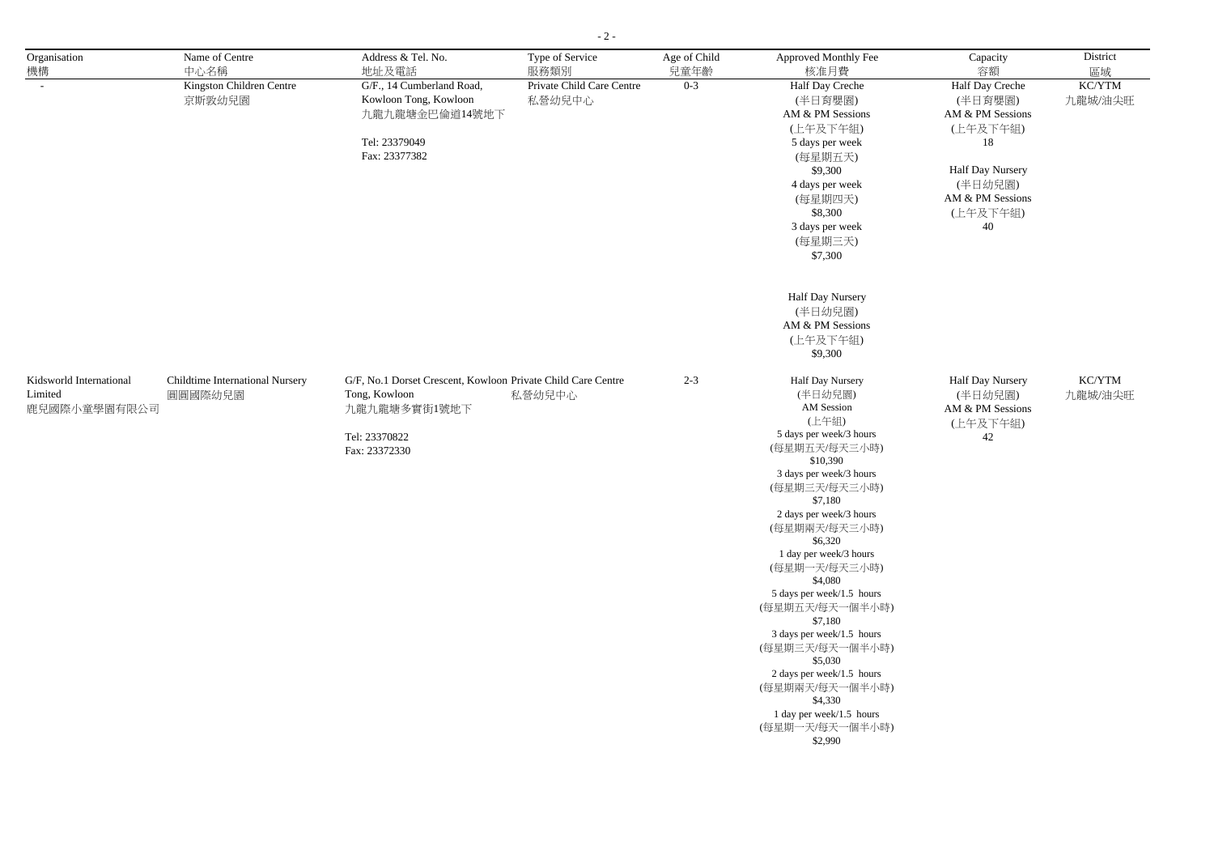| Organisation 機構 | Name of Centre 中心名稱 | Address & Tel. No. 地址及電話 | Type of Service 服務類別 | Age of Child 兒童年齡 | Approved Monthly Fee 核准月費 | Capacity 容額 | District 區域 |
|---|---|---|---|---|---|---|---|
| - | Kingston Children Centre 京斯敦幼兒園 | G/F., 14 Cumberland Road, Kowloon Tong, Kowloon 九龍九龍塘金巴倫道14號地下<br><br>Tel: 23379049<br>Fax: 23377382 | Private Child Care Centre 私營幼兒中心 | 0-3 | Half Day Creche (半日育嬰園) AM & PM Sessions (上午及下午組)<br>5 days per week (每星期五天) $9,300<br>4 days per week (每星期四天) $8,300<br>3 days per week (每星期三天) $7,300<br><br>Half Day Nursery (半日幼兒園) AM & PM Sessions (上午及下午組) $9,300 | Half Day Creche (半日育嬰園) AM & PM Sessions (上午及下午組) 18<br><br>Half Day Nursery (半日幼兒園) AM & PM Sessions (上午及下午組) 40 | KC/YTM 九龍城/油尖旺 |
| Kidsworld International Limited 鹿兒國際小童學園有限公司 | Childtime International Nursery 圓圓國際幼兒園 | G/F, No.1 Dorset Crescent, Kowloon Tong, Kowloon 九龍九龍塘多實街1號地下<br><br>Tel: 23370822<br>Fax: 23372330 | Private Child Care Centre 私營幼兒中心 | 2-3 | Half Day Nursery (半日幼兒園) AM Session (上午組)<br>5 days per week/3 hours (每星期五天/每天三小時) $10,390<br>3 days per week/3 hours (每星期三天/每天三小時) $7,180<br>2 days per week/3 hours (每星期兩天/每天三小時) $6,320<br>1 day per week/3 hours (每星期一天/每天三小時) $4,080<br>5 days per week/1.5 hours (每星期五天/每天一個半小時) $7,180<br>3 days per week/1.5 hours (每星期三天/每天一個半小時) $5,030<br>2 days per week/1.5 hours (每星期兩天/每天一個半小時) $4,330<br>1 day per week/1.5 hours (每星期一天/每天一個半小時) $2,990 | Half Day Nursery (半日幼兒園) AM & PM Sessions (上午及下午組) 42 | KC/YTM 九龍城/油尖旺 |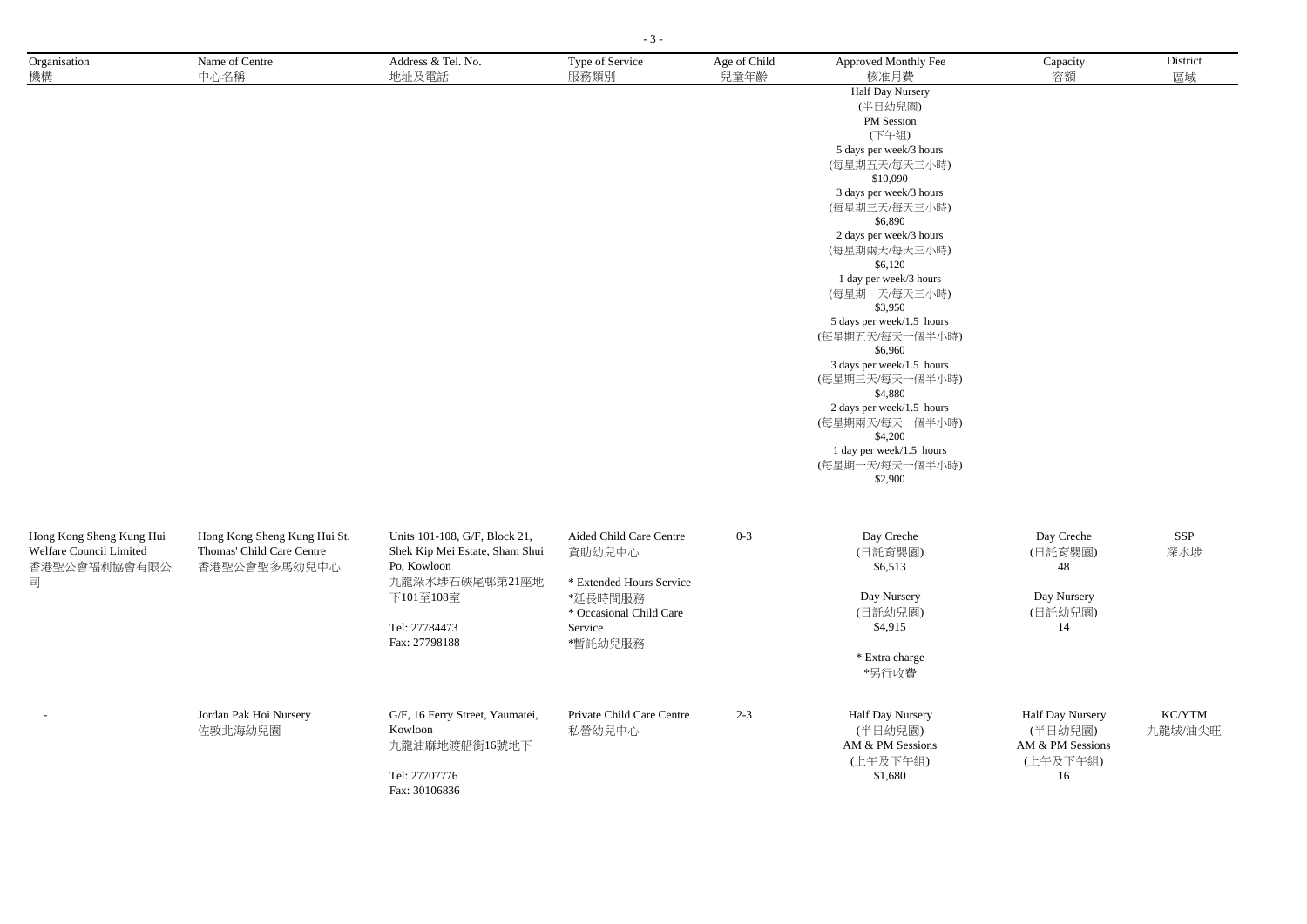| Organisation<br>機構 | Name of Centre<br>中心名稱 | Address & Tel. No.<br>地址及電話 | Type of Service<br>服務類別 | Age of Child<br>兒童年齡 | Approved Monthly Fee<br>核准月費 | Capacity<br>容額 | District<br>區域 |
|---|---|---|---|---|---|---|---|
| | | | | | Half Day Nursery<br>(半日幼兒園)<br>PM Session<br>(下午組)<br>5 days per week/3 hours<br>(每星期五天/每天三小時)<br>$10,090<br>3 days per week/3 hours<br>(每星期三天/每天三小時)<br>$6,890<br>2 days per week/3 hours<br>(每星期兩天/每天三小時)<br>$6,120<br>1 day per week/3 hours<br>(每星期一天/每天三小時)<br>$3,950<br>5 days per week/1.5 hours<br>(每星期五天/每天一個半小時)<br>$6,960<br>3 days per week/1.5 hours<br>(每星期三天/每天一個半小時)<br>$4,880<br>2 days per week/1.5 hours<br>(每星期兩天/每天一個半小時)<br>$4,200<br>1 day per week/1.5 hours<br>(每星期一天/每天一個半小時)<br>$2,900 | | |
| Hong Kong Sheng Kung Hui Welfare Council Limited<br>香港聖公會福利協會有限公司 | Hong Kong Sheng Kung Hui St. Thomas' Child Care Centre<br>香港聖公會聖多馬幼兒中心 | Units 101-108, G/F, Block 21, Shek Kip Mei Estate, Sham Shui Po, Kowloon<br>九龍深水埗石硤尾邨第21座地下101至108室<br><br>Tel: 27784473<br>Fax: 27798188 | Aided Child Care Centre<br>資助幼兒中心<br><br>* Extended Hours Service<br>*延長時間服務<br>* Occasional Child Care Service<br>*暫託幼兒服務 | 0-3 | Day Creche<br>(日託育嬰園)<br>$6,513<br><br>Day Nursery<br>(日託幼兒園)<br>$4,915<br><br>* Extra charge<br>*另行收費 | Day Creche<br>(日託育嬰園)<br>48<br><br>Day Nursery<br>(日託幼兒園)<br>14 | SSP<br>深水埗 |
| - | Jordan Pak Hoi Nursery<br>佐敦北海幼兒園 | G/F, 16 Ferry Street, Yaumatei, Kowloon<br>九龍油麻地渡船街16號地下<br><br>Tel: 27707776<br>Fax: 30106836 | Private Child Care Centre<br>私營幼兒中心 | 2-3 | Half Day Nursery<br>(半日幼兒園)<br>AM & PM Sessions<br>(上午及下午組)<br>$1,680 | Half Day Nursery<br>(半日幼兒園)<br>AM & PM Sessions<br>(上午及下午組)<br>16 | KC/YTM<br>九龍城/油尖旺 |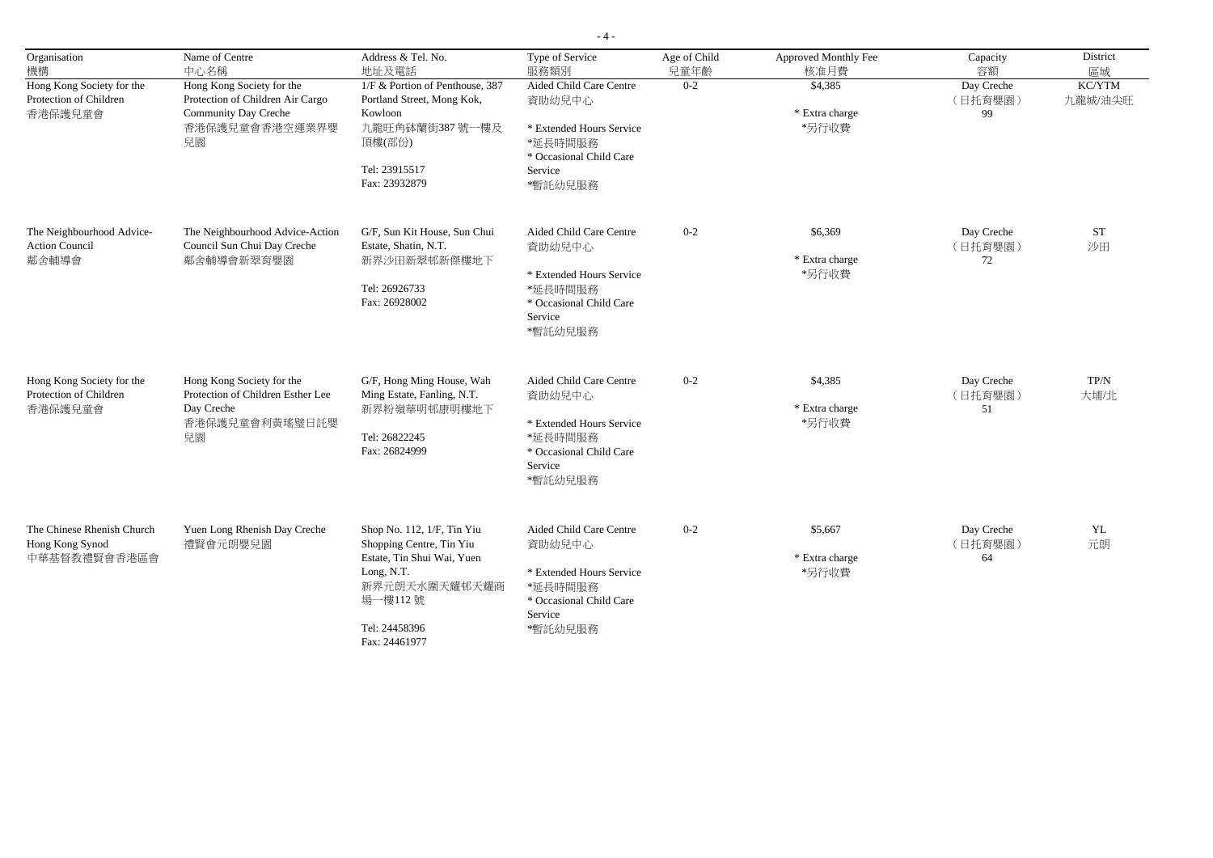| Organisation 機構 | Name of Centre 中心名稱 | Address & Tel. No. 地址及電話 | Type of Service 服務類別 | Age of Child 兒童年齡 | Approved Monthly Fee 核准月費 | Capacity 容額 | District 區域 |
|---|---|---|---|---|---|---|---|
| Hong Kong Society for the Protection of Children 香港保護兒童會 | Hong Kong Society for the Protection of Children Air Cargo Community Day Creche 香港保護兒童會香港空運業界嬰兒園 | 1/F & Portion of Penthouse, 387 Portland Street, Mong Kok, Kowloon 九龍旺角砵蘭街387 號一樓及頂樓(部份) Tel: 23915517 Fax: 23932879 | Aided Child Care Centre 資助幼兒中心 * Extended Hours Service *延長時間服務 * Occasional Child Care Service *暫託幼兒服務 | 0-2 | $4,385 * Extra charge *另行收費 | Day Creche (日托育嬰園) 99 | KC/YTM 九龍城/油尖旺 |
| The Neighbourhood Advice-Action Council 鄰舍輔導會 | The Neighbourhood Advice-Action Council Sun Chui Day Creche 鄰舍輔導會新翠育嬰園 | G/F, Sun Kit House, Sun Chui Estate, Shatin, N.T. 新界沙田新翠邨新傑樓地下 Tel: 26926733 Fax: 26928002 | Aided Child Care Centre 資助幼兒中心 * Extended Hours Service *延長時間服務 * Occasional Child Care Service *暫託幼兒服務 | 0-2 | $6,369 * Extra charge *另行收費 | Day Creche (日托育嬰園) 72 | ST 沙田 |
| Hong Kong Society for the Protection of Children 香港保護兒童會 | Hong Kong Society for the Protection of Children Esther Lee Day Creche 香港保護兒童會利黃瑤璧日託嬰兒園 | G/F, Hong Ming House, Wah Ming Estate, Fanling, N.T. 新界粉嶺華明邨康明樓地下 Tel: 26822245 Fax: 26824999 | Aided Child Care Centre 資助幼兒中心 * Extended Hours Service *延長時間服務 * Occasional Child Care Service *暫託幼兒服務 | 0-2 | $4,385 * Extra charge *另行收費 | Day Creche (日托育嬰園) 51 | TP/N 大埔/北 |
| The Chinese Rhenish Church Hong Kong Synod 中華基督教禮賢會香港區會 | Yuen Long Rhenish Day Creche 禮賢會元朗嬰兒園 | Shop No. 112, 1/F, Tin Yiu Shopping Centre, Tin Yiu Estate, Tin Shui Wai, Yuen Long, N.T. 新界元朗天水圍天耀邨天耀商場一樓112 號 Tel: 24458396 Fax: 24461977 | Aided Child Care Centre 資助幼兒中心 * Extended Hours Service *延長時間服務 * Occasional Child Care Service *暫託幼兒服務 | 0-2 | $5,667 * Extra charge *另行收費 | Day Creche (日托育嬰園) 64 | YL 元朗 |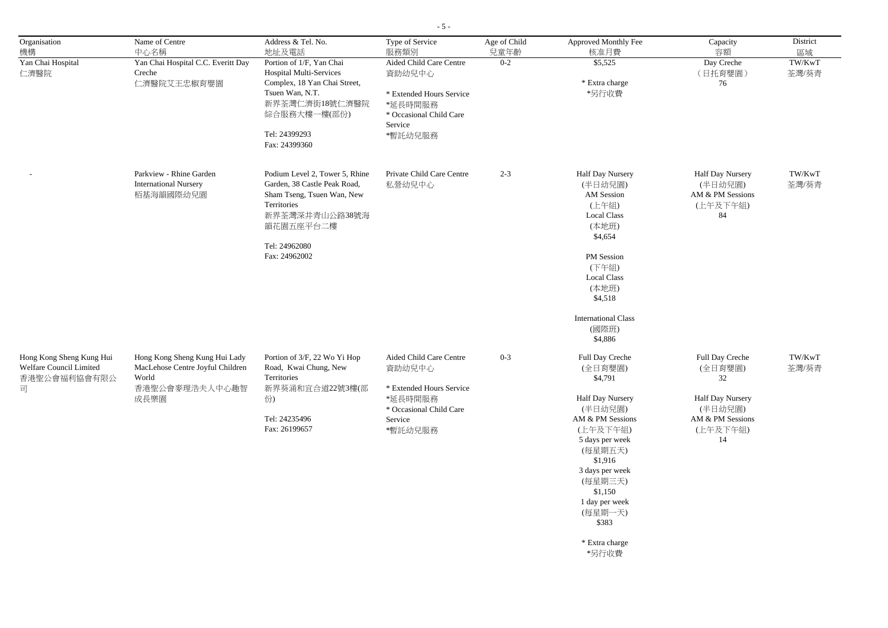| Organisation 機構 | Name of Centre 中心名稱 | Address & Tel. No. 地址及電話 | Type of Service 服務類別 | Age of Child 兒童年齡 | Approved Monthly Fee 核准月費 | Capacity 容額 | District 區域 |
|---|---|---|---|---|---|---|---|
| Yan Chai Hospital 仁濟醫院 | Yan Chai Hospital C.C. Everitt Day Creche 仁濟醫院艾王忠椒育嬰園 | Portion of 1/F, Yan Chai Hospital Multi-Services Complex, 18 Yan Chai Street, Tsuen Wan, N.T. 新界荃灣仁濟街18號仁濟醫院綜合服務大樓一樓(部份)<br><br>Tel: 24399293<br>Fax: 24399360 | Aided Child Care Centre 資助幼兒中心<br><br>* Extended Hours Service *延長時間服務<br>* Occasional Child Care Service *暫託幼兒服務 | 0-2 | $5,525<br><br>* Extra charge *另行收費 | Day Creche (日托育嬰園) 76 | TW/KwT 荃灣/葵青 |
| - | Parkview - Rhine Garden International Nursery 栢基海韻國際幼兒園 | Podium Level 2, Tower 5, Rhine Garden, 38 Castle Peak Road, Sham Tseng, Tsuen Wan, New Territories 新界荃灣深井青山公路38號海韻花園五座平台二樓<br><br>Tel: 24962080<br>Fax: 24962002 | Private Child Care Centre 私營幼兒中心 | 2-3 | Half Day Nursery (半日幼兒園)<br>AM Session (上午組)<br>Local Class (本地班)<br>$4,654<br><br>PM Session (下午組)<br>Local Class (本地班)<br>$4,518<br><br>International Class (國際班)<br>$4,886 | Half Day Nursery (半日幼兒園) AM & PM Sessions (上午及下午組) 84 | TW/KwT 荃灣/葵青 |
| Hong Kong Sheng Kung Hui Welfare Council Limited 香港聖公會福利協會有限公司 | Hong Kong Sheng Kung Hui Lady MacLehose Centre Joyful Children World 香港聖公會麥理浩夫人中心趣智成長樂園 | Portion of 3/F, 22 Wo Yi Hop Road, Kwai Chung, New Territories 新界葵涌和宜合道22號3樓(部份)<br><br>Tel: 24235496<br>Fax: 26199657 | Aided Child Care Centre 資助幼兒中心<br><br>* Extended Hours Service *延長時間服務<br>* Occasional Child Care Service *暫託幼兒服務 | 0-3 | Full Day Creche (全日育嬰園)<br>$4,791<br><br>Half Day Nursery (半日幼兒園)<br>AM & PM Sessions (上午及下午組)<br>5 days per week (每星期五天)<br>$1,916<br>3 days per week (每星期三天)<br>$1,150<br>1 day per week (每星期一天)<br>$383<br><br>* Extra charge *另行收費 | Full Day Creche (全日育嬰園) 32<br><br>Half Day Nursery (半日幼兒園) AM & PM Sessions (上午及下午組) 14 | TW/KwT 荃灣/葵青 |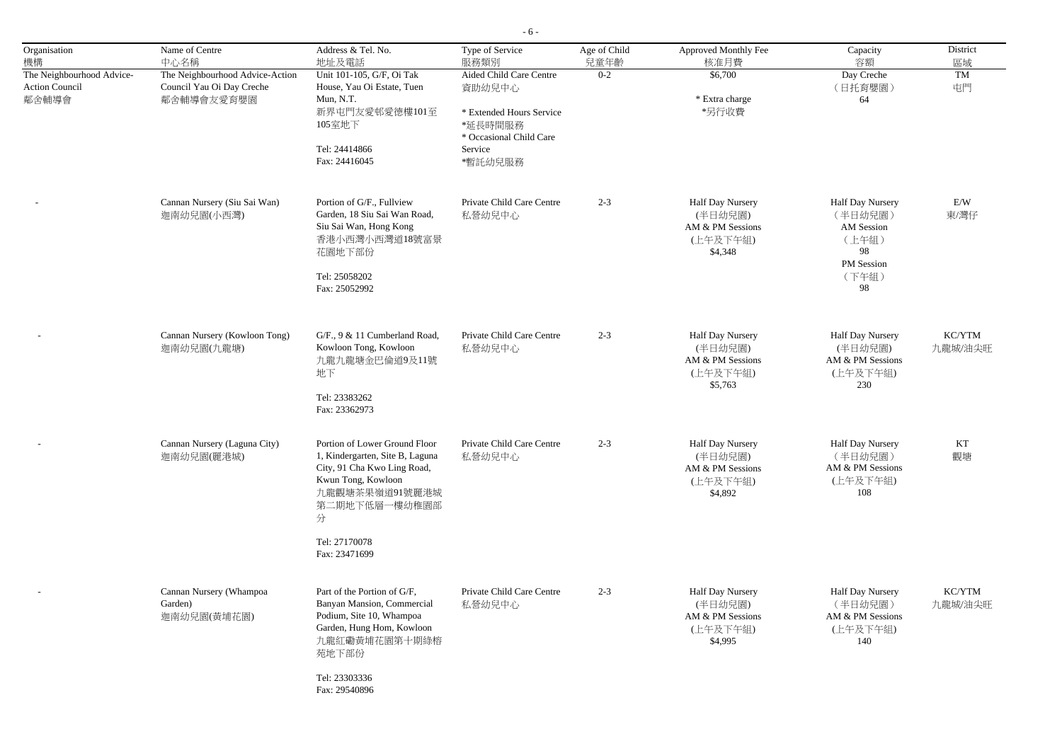| Organisation 機構 | Name of Centre 中心名稱 | Address & Tel. No. 地址及電話 | Type of Service 服務類別 | Age of Child 兒童年齡 | Approved Monthly Fee 核准月費 | Capacity 容額 | District 區域 |
|---|---|---|---|---|---|---|---|
| The Neighbourhood Advice-Action Council 鄰舍輔導會 | The Neighbourhood Advice-Action Council Yau Oi Day Creche 鄰舍輔導會友愛育嬰園 | Unit 101-105, G/F, Oi Tak House, Yau Oi Estate, Tuen Mun, N.T. 新界屯門友愛邨愛德樓101至105室地下<br><br>Tel: 24414866<br>Fax: 24416045 | Aided Child Care Centre 資助幼兒中心<br><br>* Extended Hours Service *延長時間服務<br>* Occasional Child Care Service *暫託幼兒服務 | 0-2 | $6,700<br><br>* Extra charge *另行收費 | Day Creche （日托育嬰園） 64 | TM 屯門 |
| - | Cannan Nursery (Siu Sai Wan) 迦南幼兒園(小西灣) | Portion of G/F., Fullview Garden, 18 Siu Sai Wan Road, Siu Sai Wan, Hong Kong 香港小西灣小西灣道18號富景花園地下部份<br><br>Tel: 25058202<br>Fax: 25052992 | Private Child Care Centre 私營幼兒中心 | 2-3 | Half Day Nursery (半日幼兒園) AM & PM Sessions (上午及下午組) $4,348 | Half Day Nursery （半日幼兒園） AM Session （上午組） 98<br>PM Session （下午組） 98 | E/W 東/灣仔 |
| - | Cannan Nursery (Kowloon Tong) 迦南幼兒園(九龍塘) | G/F., 9 & 11 Cumberland Road, Kowloon Tong, Kowloon 九龍九龍塘金巴倫道9及11號地下<br><br>Tel: 23383262<br>Fax: 23362973 | Private Child Care Centre 私營幼兒中心 | 2-3 | Half Day Nursery (半日幼兒園) AM & PM Sessions (上午及下午組) $5,763 | Half Day Nursery (半日幼兒園) AM & PM Sessions (上午及下午組) 230 | KC/YTM 九龍城/油尖旺 |
| - | Cannan Nursery (Laguna City) 迦南幼兒園(麗港城) | Portion of Lower Ground Floor 1, Kindergarten, Site B, Laguna City, 91 Cha Kwo Ling Road, Kwun Tong, Kowloon 九龍觀塘茶果嶺道91號麗港城第二期地下低層一樓幼稚園部分<br><br>Tel: 27170078<br>Fax: 23471699 | Private Child Care Centre 私營幼兒中心 | 2-3 | Half Day Nursery (半日幼兒園) AM & PM Sessions (上午及下午組) $4,892 | Half Day Nursery （半日幼兒園） AM & PM Sessions (上午及下午組) 108 | KT 觀塘 |
| - | Cannan Nursery (Whampoa Garden) 迦南幼兒園(黃埔花園) | Part of the Portion of G/F, Banyan Mansion, Commercial Podium, Site 10, Whampoa Garden, Hung Hom, Kowloon 九龍紅磡黃埔花園第十期綠榕苑地下部份<br><br>Tel: 23303336<br>Fax: 29540896 | Private Child Care Centre 私營幼兒中心 | 2-3 | Half Day Nursery (半日幼兒園) AM & PM Sessions (上午及下午組) $4,995 | Half Day Nursery （半日幼兒園） AM & PM Sessions (上午及下午組) 140 | KC/YTM 九龍城/油尖旺 |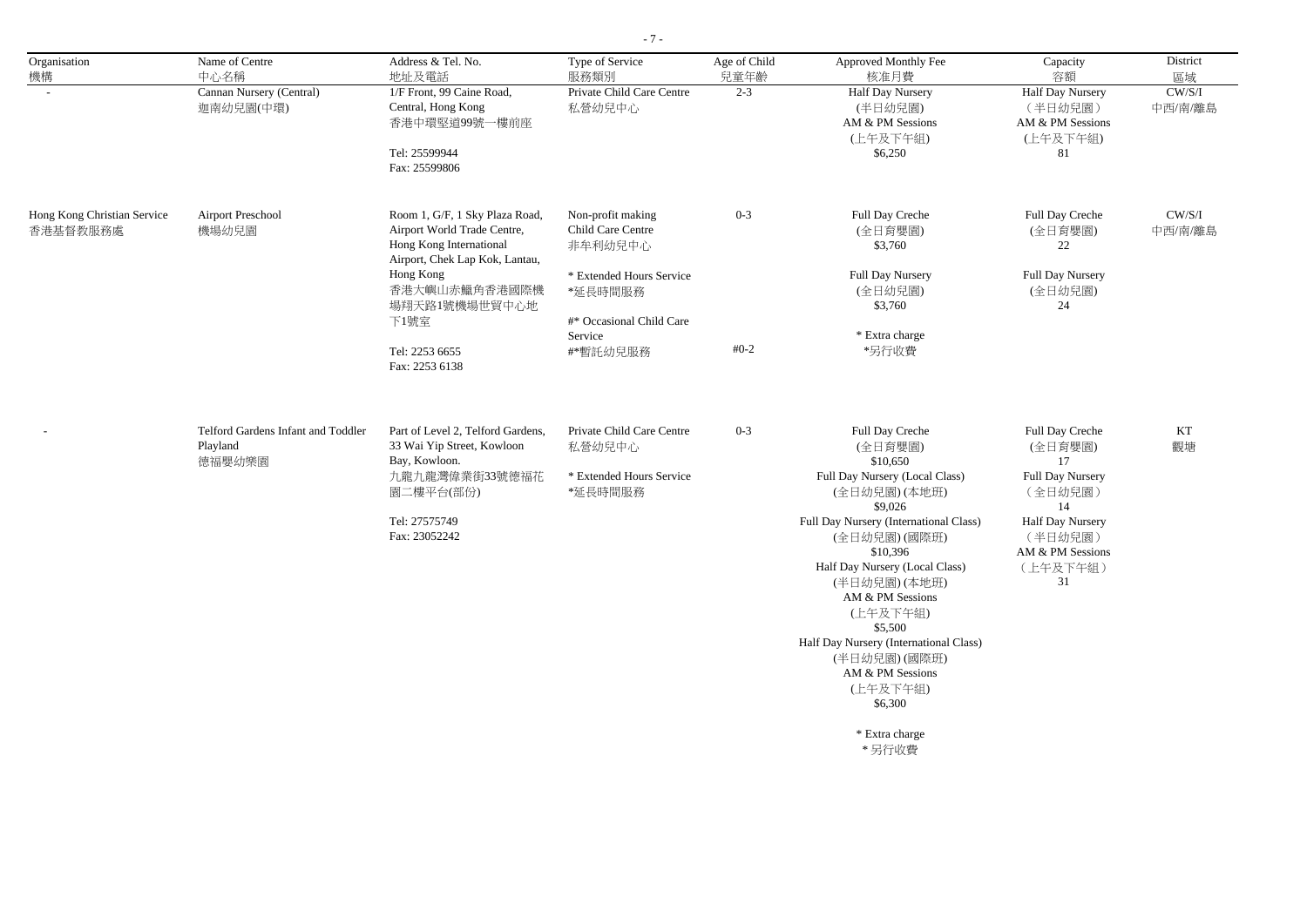| Organisation 機構 | Name of Centre 中心名稱 | Address & Tel. No. 地址及電話 | Type of Service 服務類別 | Age of Child 兒童年齡 | Approved Monthly Fee 核准月費 | Capacity 容額 | District 區域 |
|---|---|---|---|---|---|---|---|
| - | Cannan Nursery (Central) 迦南幼兒園(中環) | 1/F Front, 99 Caine Road, Central, Hong Kong 香港中環堅道99號一樓前座<br><br>Tel: 25599944<br>Fax: 25599806 | Private Child Care Centre 私營幼兒中心 | 2-3 | Half Day Nursery (半日幼兒園) AM & PM Sessions (上午及下午組) $6,250 | Half Day Nursery （半日幼兒園） AM & PM Sessions (上午及下午組) 81 | CW/S/I 中西/南/離島 |
| Hong Kong Christian Service 香港基督教服務處 | Airport Preschool 機場幼兒園 | Room 1, G/F, 1 Sky Plaza Road, Airport World Trade Centre, Hong Kong International Airport, Chek Lap Kok, Lantau, Hong Kong 香港大嶼山赤鱲角香港國際機場翔天路1號機場世貿中心地下1號室<br><br>Tel: 2253 6655<br>Fax: 2253 6138 | Non-profit making Child Care Centre 非牟利幼兒中心<br><br>* Extended Hours Service *延長時間服務<br><br>#* Occasional Child Care Service #*暫託幼兒服務 | 0-3<br><br>#0-2 | Full Day Creche (全日育嬰園) $3,760<br><br>Full Day Nursery (全日幼兒園) $3,760<br><br>* Extra charge *另行收費 | Full Day Creche (全日育嬰園) 22<br><br>Full Day Nursery (全日幼兒園) 24 | CW/S/I 中西/南/離島 |
| - | Telford Gardens Infant and Toddler Playland 德福嬰幼樂園 | Part of Level 2, Telford Gardens, 33 Wai Yip Street, Kowloon Bay, Kowloon. 九龍九龍灣偉業街33號德福花園二樓平台(部份)<br><br>Tel: 27575749<br>Fax: 23052242 | Private Child Care Centre 私營幼兒中心<br><br>* Extended Hours Service *延長時間服務 | 0-3 | Full Day Creche (全日育嬰園) $10,650<br>Full Day Nursery (Local Class) (全日幼兒園) (本地班) $9,026<br>Full Day Nursery (International Class) (全日幼兒園) (國際班) $10,396<br>Half Day Nursery (Local Class) (半日幼兒園) (本地班) AM & PM Sessions (上午及下午組) $5,500<br>Half Day Nursery (International Class) (半日幼兒園) (國際班) AM & PM Sessions (上午及下午組) $6,300<br><br>* Extra charge * 另行收費 | Full Day Creche (全日育嬰園) 17<br>Full Day Nursery （全日幼兒園） 14<br>Half Day Nursery （半日幼兒園） AM & PM Sessions （上午及下午組） 31 | KT 觀塘 |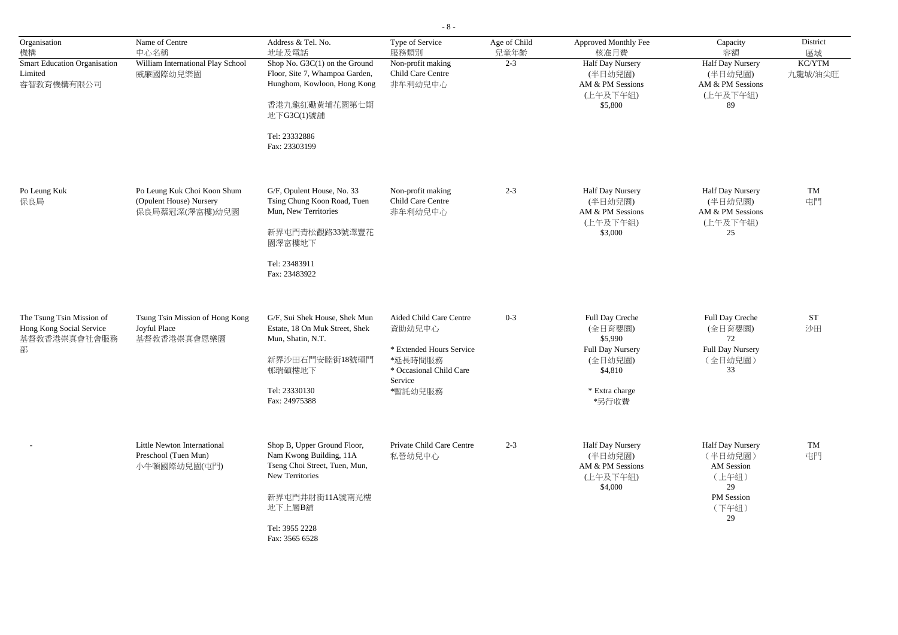| Organisation 機構 | Name of Centre 中心名稱 | Address & Tel. No. 地址及電話 | Type of Service 服務類別 | Age of Child 兒童年齡 | Approved Monthly Fee 核准月費 | Capacity 容額 | District 區域 |
|---|---|---|---|---|---|---|---|
| Smart Education Organisation Limited 睿智教育機構有限公司 | William International Play School 威廉國際幼兒樂園 | Shop No. G3C(1) on the Ground Floor, Site 7, Whampoa Garden, Hunghom, Kowloon, Hong Kong<br><br>香港九龍紅磡黃埔花園第七期地下G3C(1)號舖<br><br>Tel: 23332886<br>Fax: 23303199 | Non-profit making Child Care Centre 非牟利幼兒中心 | 2-3 | Half Day Nursery (半日幼兒園) AM & PM Sessions (上午及下午組) $5,800 | Half Day Nursery (半日幼兒園) AM & PM Sessions (上午及下午組) 89 | KC/YTM 九龍城/油尖旺 |
| Po Leung Kuk 保良局 | Po Leung Kuk Choi Koon Shum (Opulent House) Nursery 保良局蔡冠深(澤富樓)幼兒園 | G/F, Opulent House, No. 33 Tsing Chung Koon Road, Tuen Mun, New Territories<br><br>新界屯門青松觀路33號澤豐花園澤富樓地下<br><br>Tel: 23483911<br>Fax: 23483922 | Non-profit making Child Care Centre 非牟利幼兒中心 | 2-3 | Half Day Nursery (半日幼兒園) AM & PM Sessions (上午及下午組) $3,000 | Half Day Nursery (半日幼兒園) AM & PM Sessions (上午及下午組) 25 | TM 屯門 |
| The Tsung Tsin Mission of Hong Kong Social Service 基督教香港崇真會社會服務部 | Tsung Tsin Mission of Hong Kong Joyful Place 基督教香港崇真會恩樂園 | G/F, Sui Shek House, Shek Mun Estate, 18 On Muk Street, Shek Mun, Shatin, N.T.<br><br>新界沙田石門安睦街18號碩門邨瑞碩樓地下<br><br>Tel: 23330130<br>Fax: 24975388 | Aided Child Care Centre 資助幼兒中心<br><br>* Extended Hours Service *延長時間服務<br>* Occasional Child Care Service *暫託幼兒服務 | 0-3 | Full Day Creche (全日育嬰園) $5,990<br>Full Day Nursery (全日幼兒園) $4,810<br><br>* Extra charge *另行收費 | Full Day Creche (全日育嬰園) 72<br>Full Day Nursery （全日幼兒園） 33 | ST 沙田 |
| - | Little Newton International Preschool (Tuen Mun) 小牛頓國際幼兒園(屯門) | Shop B, Upper Ground Floor, Nam Kwong Building, 11A Tseng Choi Street, Tuen, Mun, New Territories<br><br>新界屯門井財街11A號南光樓地下上層B舖<br><br>Tel: 3955 2228<br>Fax: 3565 6528 | Private Child Care Centre 私營幼兒中心 | 2-3 | Half Day Nursery (半日幼兒園) AM & PM Sessions (上午及下午組) $4,000 | Half Day Nursery （半日幼兒園） AM Session （上午組） 29<br>PM Session （下午組） 29 | TM 屯門 |